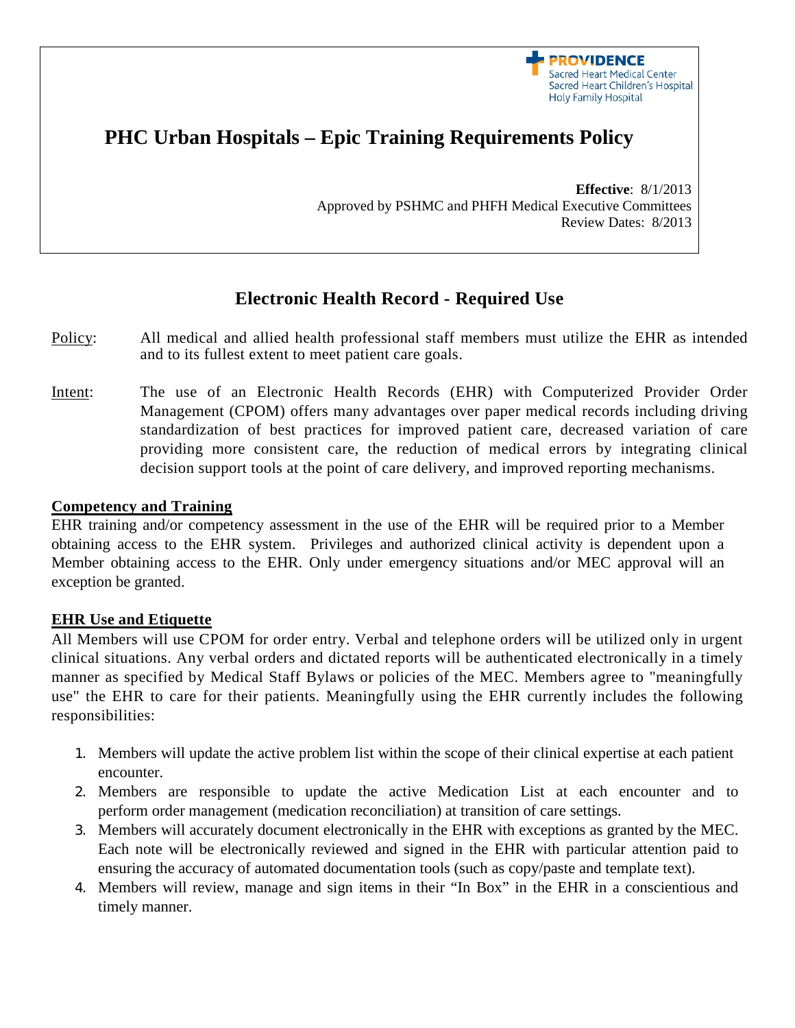PROVIDENCE
Sacred Heart Medical Center
Sacred Heart Children's Hospital
Holy Family Hospital

# PHC Urban Hospitals – Epic Training Requirements Policy

**Effective**: 8/1/2013
Approved by PSHMC and PHFH Medical Executive Committees
Review Dates: 8/2013

## Electronic Health Record - Required Use

Policy: All medical and allied health professional staff members must utilize the EHR as intended and to its fullest extent to meet patient care goals.

Intent: The use of an Electronic Health Records (EHR) with Computerized Provider Order Management (CPOM) offers many advantages over paper medical records including driving standardization of best practices for improved patient care, decreased variation of care providing more consistent care, the reduction of medical errors by integrating clinical decision support tools at the point of care delivery, and improved reporting mechanisms.

### Competency and Training

EHR training and/or competency assessment in the use of the EHR will be required prior to a Member obtaining access to the EHR system. Privileges and authorized clinical activity is dependent upon a Member obtaining access to the EHR. Only under emergency situations and/or MEC approval will an exception be granted.

### EHR Use and Etiquette

All Members will use CPOM for order entry. Verbal and telephone orders will be utilized only in urgent clinical situations. Any verbal orders and dictated reports will be authenticated electronically in a timely manner as specified by Medical Staff Bylaws or policies of the MEC. Members agree to "meaningfully use" the EHR to care for their patients. Meaningfully using the EHR currently includes the following responsibilities:

1. Members will update the active problem list within the scope of their clinical expertise at each patient encounter.
2. Members are responsible to update the active Medication List at each encounter and to perform order management (medication reconciliation) at transition of care settings.
3. Members will accurately document electronically in the EHR with exceptions as granted by the MEC. Each note will be electronically reviewed and signed in the EHR with particular attention paid to ensuring the accuracy of automated documentation tools (such as copy/paste and template text).
4. Members will review, manage and sign items in their "In Box" in the EHR in a conscientious and timely manner.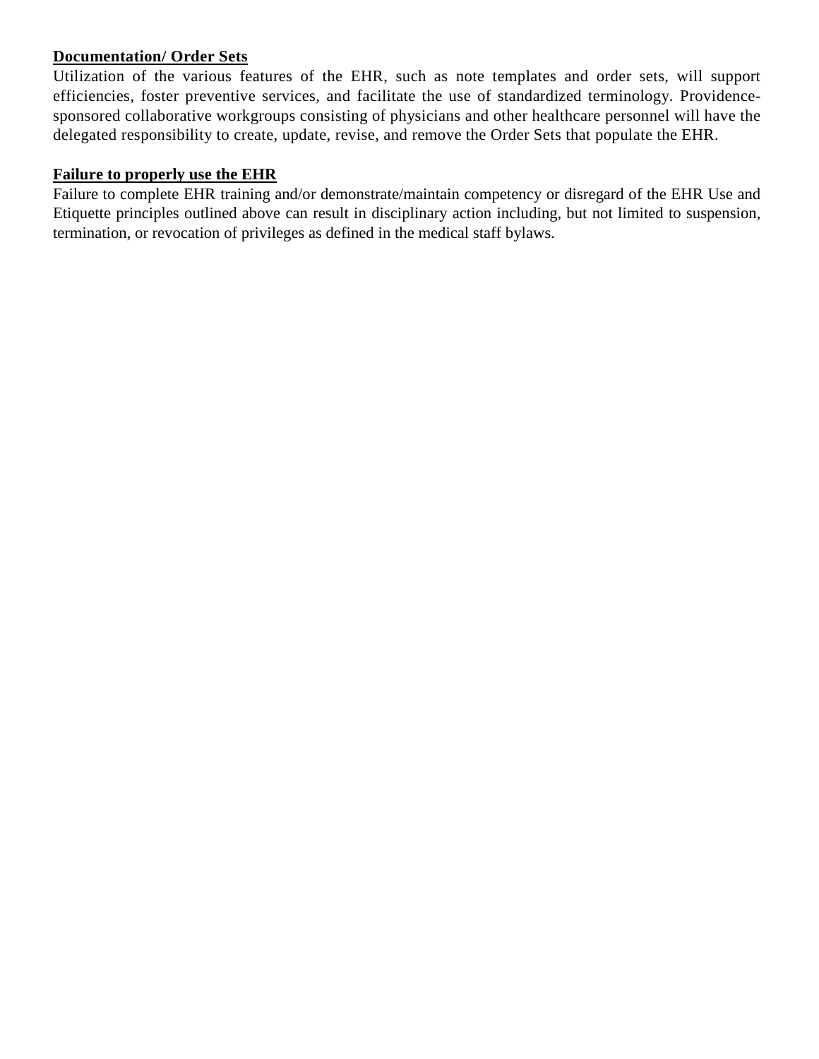**Documentation/ Order Sets**

Utilization of the various features of the EHR, such as note templates and order sets, will support efficiencies, foster preventive services, and facilitate the use of standardized terminology. Providence-sponsored collaborative workgroups consisting of physicians and other healthcare personnel will have the delegated responsibility to create, update, revise, and remove the Order Sets that populate the EHR.

**Failure to properly use the EHR**

Failure to complete EHR training and/or demonstrate/maintain competency or disregard of the EHR Use and Etiquette principles outlined above can result in disciplinary action including, but not limited to suspension, termination, or revocation of privileges as defined in the medical staff bylaws.